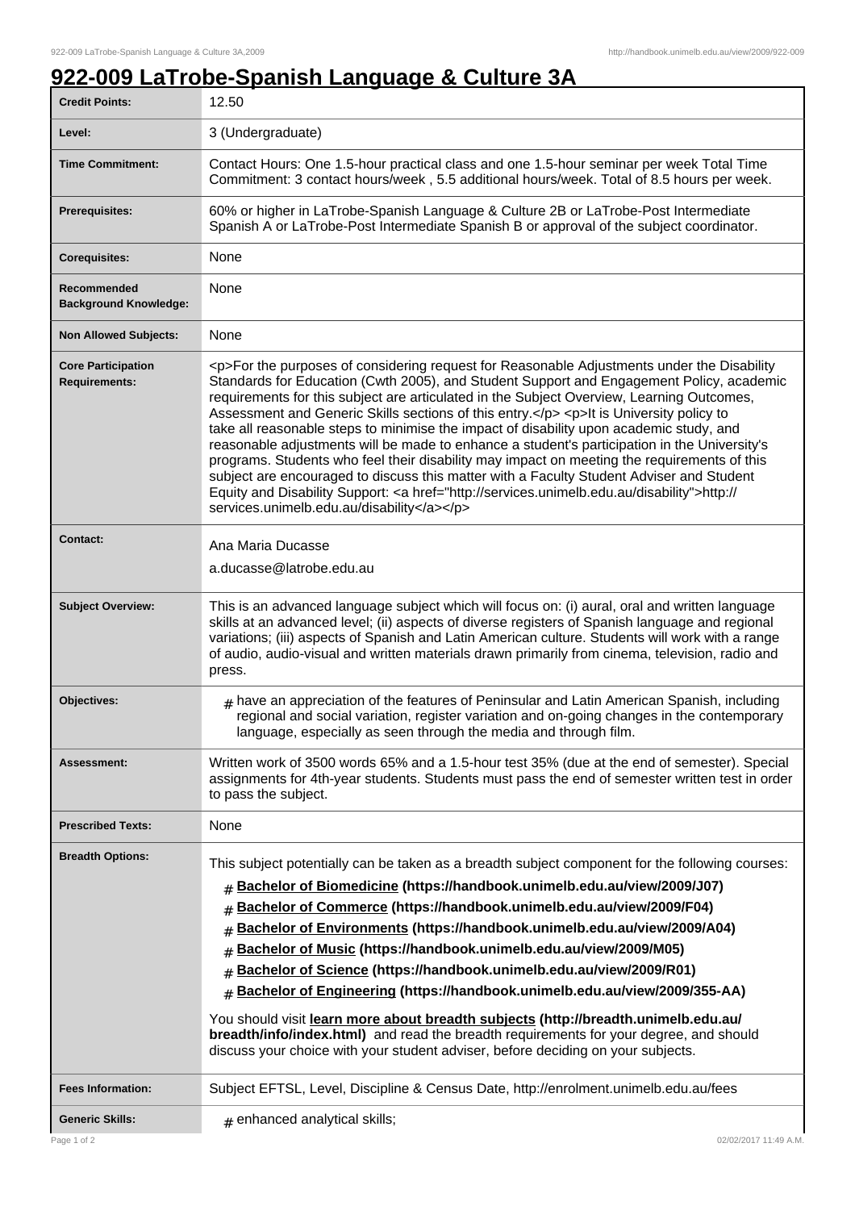# 922-009 LaTrobe-Spanish Language & Culture 3A

| | |
|---|---|
| **Credit Points:** | 12.50 |
| **Level:** | 3 (Undergraduate) |
| **Time Commitment:** | Contact Hours: One 1.5-hour practical class and one 1.5-hour seminar per week Total Time Commitment: 3 contact hours/week , 5.5 additional hours/week. Total of 8.5 hours per week. |
| **Prerequisites:** | 60% or higher in LaTrobe-Spanish Language & Culture 2B or LaTrobe-Post Intermediate Spanish A or LaTrobe-Post Intermediate Spanish B or approval of the subject coordinator. |
| **Corequisites:** | None |
| **Recommended Background Knowledge:** | None |
| **Non Allowed Subjects:** | None |
| **Core Participation Requirements:** | <p>For the purposes of considering request for Reasonable Adjustments under the Disability Standards for Education (Cwth 2005), and Student Support and Engagement Policy, academic requirements for this subject are articulated in the Subject Overview, Learning Outcomes, Assessment and Generic Skills sections of this entry.</p> <p>It is University policy to take all reasonable steps to minimise the impact of disability upon academic study, and reasonable adjustments will be made to enhance a student's participation in the University's programs. Students who feel their disability may impact on meeting the requirements of this subject are encouraged to discuss this matter with a Faculty Student Adviser and Student Equity and Disability Support: <a href="http://services.unimelb.edu.au/disability">http://services.unimelb.edu.au/disability</a></p> |
| **Contact:** | Ana Maria Ducasse<br>a.ducasse@latrobe.edu.au |
| **Subject Overview:** | This is an advanced language subject which will focus on: (i) aural, oral and written language skills at an advanced level; (ii) aspects of diverse registers of Spanish language and regional variations; (iii) aspects of Spanish and Latin American culture. Students will work with a range of audio, audio-visual and written materials drawn primarily from cinema, television, radio and press. |
| **Objectives:** | # have an appreciation of the features of Peninsular and Latin American Spanish, including regional and social variation, register variation and on-going changes in the contemporary language, especially as seen through the media and through film. |
| **Assessment:** | Written work of 3500 words 65% and a 1.5-hour test 35% (due at the end of semester). Special assignments for 4th-year students. Students must pass the end of semester written test in order to pass the subject. |
| **Prescribed Texts:** | None |
| **Breadth Options:** | This subject potentially can be taken as a breadth subject component for the following courses:<br># **Bachelor of Biomedicine (https://handbook.unimelb.edu.au/view/2009/J07)**<br># **Bachelor of Commerce (https://handbook.unimelb.edu.au/view/2009/F04)**<br># **Bachelor of Environments (https://handbook.unimelb.edu.au/view/2009/A04)**<br># **Bachelor of Music (https://handbook.unimelb.edu.au/view/2009/M05)**<br># **Bachelor of Science (https://handbook.unimelb.edu.au/view/2009/R01)**<br># **Bachelor of Engineering (https://handbook.unimelb.edu.au/view/2009/355-AA)**<br>You should visit **learn more about breadth subjects (http://breadth.unimelb.edu.au/breadth/info/index.html)** and read the breadth requirements for your degree, and should discuss your choice with your student adviser, before deciding on your subjects. |
| **Fees Information:** | Subject EFTSL, Level, Discipline & Census Date, http://enrolment.unimelb.edu.au/fees |
| **Generic Skills:** | # enhanced analytical skills; |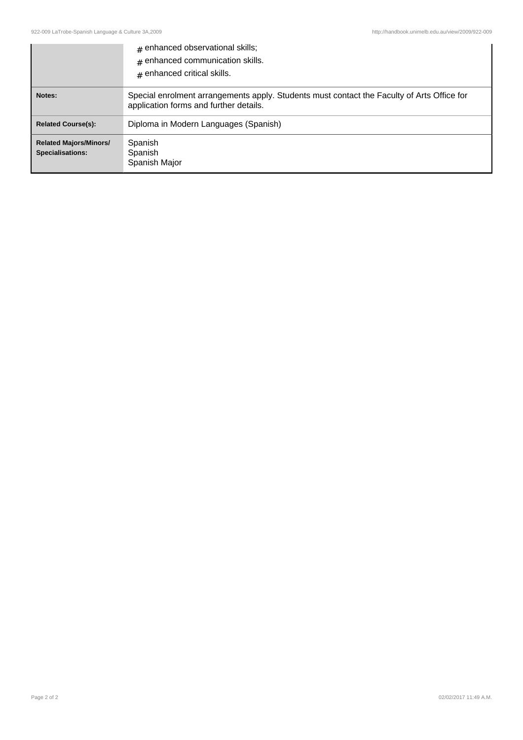| | |
|---|---|
| | # enhanced observational skills;<br># enhanced communication skills.<br># enhanced critical skills. |
| **Notes:** | Special enrolment arrangements apply. Students must contact the Faculty of Arts Office for application forms and further details. |
| **Related Course(s):** | Diploma in Modern Languages (Spanish) |
| **Related Majors/Minors/ Specialisations:** | Spanish<br>Spanish<br>Spanish Major |